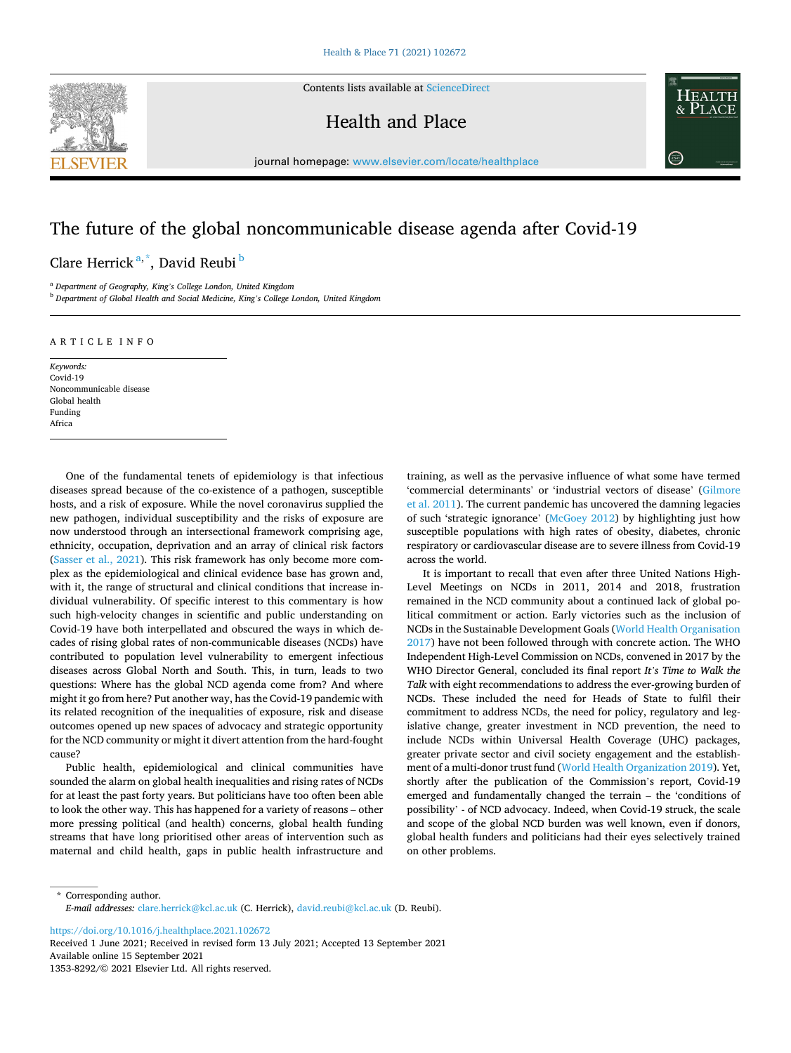# The future of the global noncommunicable disease agenda after Covid-19

Clare Herrick [a,*], David Reubi [b]

[a] Department of Geography, King's College London, United Kingdom

[b] Department of Global Health and Social Medicine, King's College London, United Kingdom

ARTICLE INFO

*Keywords:*
Covid-19
Noncommunicable disease
Global health
Funding
Africa

One of the fundamental tenets of epidemiology is that infectious diseases spread because of the co-existence of a pathogen, susceptible hosts, and a risk of exposure. While the novel coronavirus supplied the new pathogen, individual susceptibility and the risks of exposure are now understood through an intersectional framework comprising age, ethnicity, occupation, deprivation and an array of clinical risk factors (Sasser et al., 2021). This risk framework has only become more complex as the epidemiological and clinical evidence base has grown and, with it, the range of structural and clinical conditions that increase individual vulnerability. Of specific interest to this commentary is how such high-velocity changes in scientific and public understanding on Covid-19 have both interpellated and obscured the ways in which decades of rising global rates of non-communicable diseases (NCDs) have contributed to population level vulnerability to emergent infectious diseases across Global North and South. This, in turn, leads to two questions: Where has the global NCD agenda come from? And where might it go from here? Put another way, has the Covid-19 pandemic with its related recognition of the inequalities of exposure, risk and disease outcomes opened up new spaces of advocacy and strategic opportunity for the NCD community or might it divert attention from the hard-fought cause?

Public health, epidemiological and clinical communities have sounded the alarm on global health inequalities and rising rates of NCDs for at least the past forty years. But politicians have too often been able to look the other way. This has happened for a variety of reasons – other more pressing political (and health) concerns, global health funding streams that have long prioritised other areas of intervention such as maternal and child health, gaps in public health infrastructure and training, as well as the pervasive influence of what some have termed 'commercial determinants' or 'industrial vectors of disease' (Gilmore et al. 2011). The current pandemic has uncovered the damning legacies of such 'strategic ignorance' (McGoey 2012) by highlighting just how susceptible populations with high rates of obesity, diabetes, chronic respiratory or cardiovascular disease are to severe illness from Covid-19 across the world.

It is important to recall that even after three United Nations High-Level Meetings on NCDs in 2011, 2014 and 2018, frustration remained in the NCD community about a continued lack of global political commitment or action. Early victories such as the inclusion of NCDs in the Sustainable Development Goals (World Health Organisation 2017) have not been followed through with concrete action. The WHO Independent High-Level Commission on NCDs, convened in 2017 by the WHO Director General, concluded its final report *It's Time to Walk the Talk* with eight recommendations to address the ever-growing burden of NCDs. These included the need for Heads of State to fulfil their commitment to address NCDs, the need for policy, regulatory and legislative change, greater investment in NCD prevention, the need to include NCDs within Universal Health Coverage (UHC) packages, greater private sector and civil society engagement and the establishment of a multi-donor trust fund (World Health Organization 2019). Yet, shortly after the publication of the Commission's report, Covid-19 emerged and fundamentally changed the terrain – the 'conditions of possibility' - of NCD advocacy. Indeed, when Covid-19 struck, the scale and scope of the global NCD burden was well known, even if donors, global health funders and politicians had their eyes selectively trained on other problems.

\* Corresponding author.
*E-mail addresses:* clare.herrick@kcl.ac.uk (C. Herrick), david.reubi@kcl.ac.uk (D. Reubi).

https://doi.org/10.1016/j.healthplace.2021.102672
Received 1 June 2021; Received in revised form 13 July 2021; Accepted 13 September 2021
Available online 15 September 2021
1353-8292/© 2021 Elsevier Ltd. All rights reserved.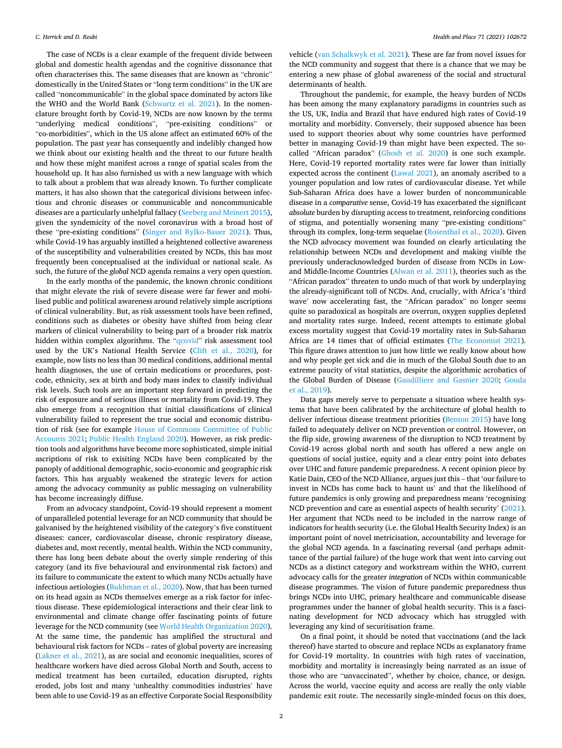The case of NCDs is a clear example of the frequent divide between global and domestic health agendas and the cognitive dissonance that often characterises this. The same diseases that are known as "chronic" domestically in the United States or "long term conditions" in the UK are called "noncommunicable" in the global space dominated by actors like the WHO and the World Bank (Schwartz et al. 2021). In the nomenclature brought forth by Covid-19, NCDs are now known by the terms "underlying medical conditions", "pre-exisiting conditions" or "co-morbidities", which in the US alone affect an estimated 60% of the population. The past year has consequently and indelibly changed how we think about our existing health and the threat to our future health and how these might manifest across a range of spatial scales from the household up. It has also furnished us with a new language with which to talk about a problem that was already known. To further complicate matters, it has also shown that the categorical divisions between infectious and chronic diseases or communicable and noncommunicable diseases are a particularly unhelpful fallacy (Seeberg and Meinert 2015), given the syndemicity of the novel coronavirus with a broad host of these "pre-existing conditions" (Singer and Rylko-Bauer 2021). Thus, while Covid-19 has arguably instilled a heightened collective awareness of the susceptibility and vulnerabilities created by NCDs, this has most frequently been conceptualised at the individual or national scale. As such, the future of the *global* NCD agenda remains a very open question.

In the early months of the pandemic, the known chronic conditions that might elevate the risk of severe disease were far fewer and mobilised public and political awareness around relatively simple ascriptions of clinical vulnerability. But, as risk assessment tools have been refined, conditions such as diabetes or obesity have shifted from being clear markers of clinical vulnerability to being part of a broader risk matrix hidden within complex algorithms. The "qcovid" risk assessment tool used by the UK's National Health Service (Clift et al., 2020), for example, now lists no less than 30 medical conditions, additional mental health diagnoses, the use of certain medications or procedures, postcode, ethnicity, sex at birth and body mass index to classify individual risk levels. Such tools are an important step forward in predicting the risk of exposure and of serious illness or mortality from Covid-19. They also emerge from a recognition that initial classifications of clinical vulnerability failed to represent the true social and economic distribution of risk (see for example House of Commons Committee of Public Accounts 2021; Public Health England 2020). However, as risk prediction tools and algorithms have become more sophisticated, simple initial ascriptions of risk to exisiting NCDs have been complicated by the panoply of additional demographic, socio-economic and geographic risk factors. This has arguably weakened the strategic levers for action among the advocacy community as public messaging on vulnerability has become increasingly diffuse.

From an advocacy standpoint, Covid-19 should represent a moment of unparalleled potential leverage for an NCD community that should be galvanised by the heightened visibility of the category's five constituent diseases: cancer, cardiovascular disease, chronic respiratory disease, diabetes and, most recently, mental health. Within the NCD community, there has long been debate about the overly simple rendering of this category (and its five behavioural and environmental risk factors) and its failure to communicate the extent to which many NCDs actually have infectious aetiologies (Bukhman et al., 2020). Now, that has been turned on its head again as NCDs themselves emerge as a risk factor for infectious disease. These epidemiological interactions and their clear link to environmental and climate change offer fascinating points of future leverage for the NCD community (see World Health Organization 2020). At the same time, the pandemic has amplified the structural and behavioural risk factors for NCDs – rates of global poverty are increasing (Lakner et al., 2021), as are social and economic inequalities, scores of healthcare workers have died across Global North and South, access to medical treatment has been curtailed, education disrupted, rights eroded, jobs lost and many 'unhealthy commodities industries' have been able to use Covid-19 as an effective Corporate Social Responsibility vehicle (van Schalkwyk et al. 2021). These are far from novel issues for the NCD community and suggest that there is a chance that we may be entering a new phase of global awareness of the social and structural determinants of health.

Throughout the pandemic, for example, the heavy burden of NCDs has been among the many explanatory paradigms in countries such as the US, UK, India and Brazil that have endured high rates of Covid-19 mortality and morbidity. Conversely, their supposed absence has been used to support theories about why some countries have performed better in managing Covid-19 than might have been expected. The so-called "African paradox" (Ghosh et al. 2020) is one such example. Here, Covid-19 reported mortality rates were far lower than initially expected across the continent (Lawal 2021), an anomaly ascribed to a younger population and low rates of cardiovascular disease. Yet while Sub-Saharan Africa does have a lower burden of noncommunicable disease in a *comparative* sense, Covid-19 has exacerbated the significant *absolute* burden by disrupting access to treatment, reinforcing conditions of stigma, and potentially worsening many "pre-existing conditions" through its complex, long-term sequelae (Rosenthal et al., 2020). Given the NCD advocacy movement was founded on clearly articulating the relationship between NCDs and development and making visible the previously underacknowledged burden of disease from NCDs in Low- and Middle-Income Countries (Alwan et al. 2011), theories such as the "African paradox" threaten to undo much of that work by underplaying the already-significant toll of NCDs. And, crucially, with Africa's 'third wave' now accelerating fast, the "African paradox" no longer seems quite so paradoxical as hospitals are overrun, oxygen supplies depleted and mortality rates surge. Indeed, recent attempts to estimate global excess mortality suggest that Covid-19 mortality rates in Sub-Saharan Africa are 14 times that of official estimates (The Economist 2021). This figure draws attention to just how little we really know about how and why people get sick and die in much of the Global South due to an extreme paucity of vital statistics, despite the algorithmic acrobatics of the Global Burden of Disease (Gaudilliere and Gasnier 2020; Gouda et al., 2019).

Data gaps merely serve to perpetuate a situation where health systems that have been calibrated by the architecture of global health to deliver infectious disease treatment priorities (Benton 2015) have long failed to adequately deliver on NCD prevention or control. However, on the flip side, growing awareness of the disruption to NCD treatment by Covid-19 across global north and south has offered a new angle on questions of social justice, equity and a clear entry point into debates over UHC and future pandemic preparedness. A recent opinion piece by Katie Dain, CEO of the NCD Alliance, argues just this – that 'our failure to invest in NCDs has come back to haunt us' and that the likelihood of future pandemics is only growing and preparedness means 'recognising NCD prevention and care as essential aspects of health security' (2021). Her argument that NCDs need to be included in the narrow range of indicators for health security (i.e. the Global Health Security Index) is an important point of novel metricisation, accountability and leverage for the global NCD agenda. In a fascinating reversal (and perhaps admittance of the partial failure) of the huge work that went into carving out NCDs as a distinct category and workstream within the WHO, current advocacy calls for the greater *integration* of NCDs within communicable disease programmes. The vision of future pandemic preparedness thus brings NCDs into UHC, primary healthcare and communicable disease programmes under the banner of global health security. This is a fascinating development for NCD advocacy which has struggled with leveraging any kind of securitisation frame.

On a final point, it should be noted that vaccinations (and the lack thereof) have started to obscure and replace NCDs as explanatory frame for Covid-19 mortality. In countries with high rates of vaccination, morbidity and mortality is increasingly being narrated as an issue of those who are "unvaccinated", whether by choice, chance, or design. Across the world, vaccine equity and access are really the only viable pandemic exit route. The necessarily single-minded focus on this does,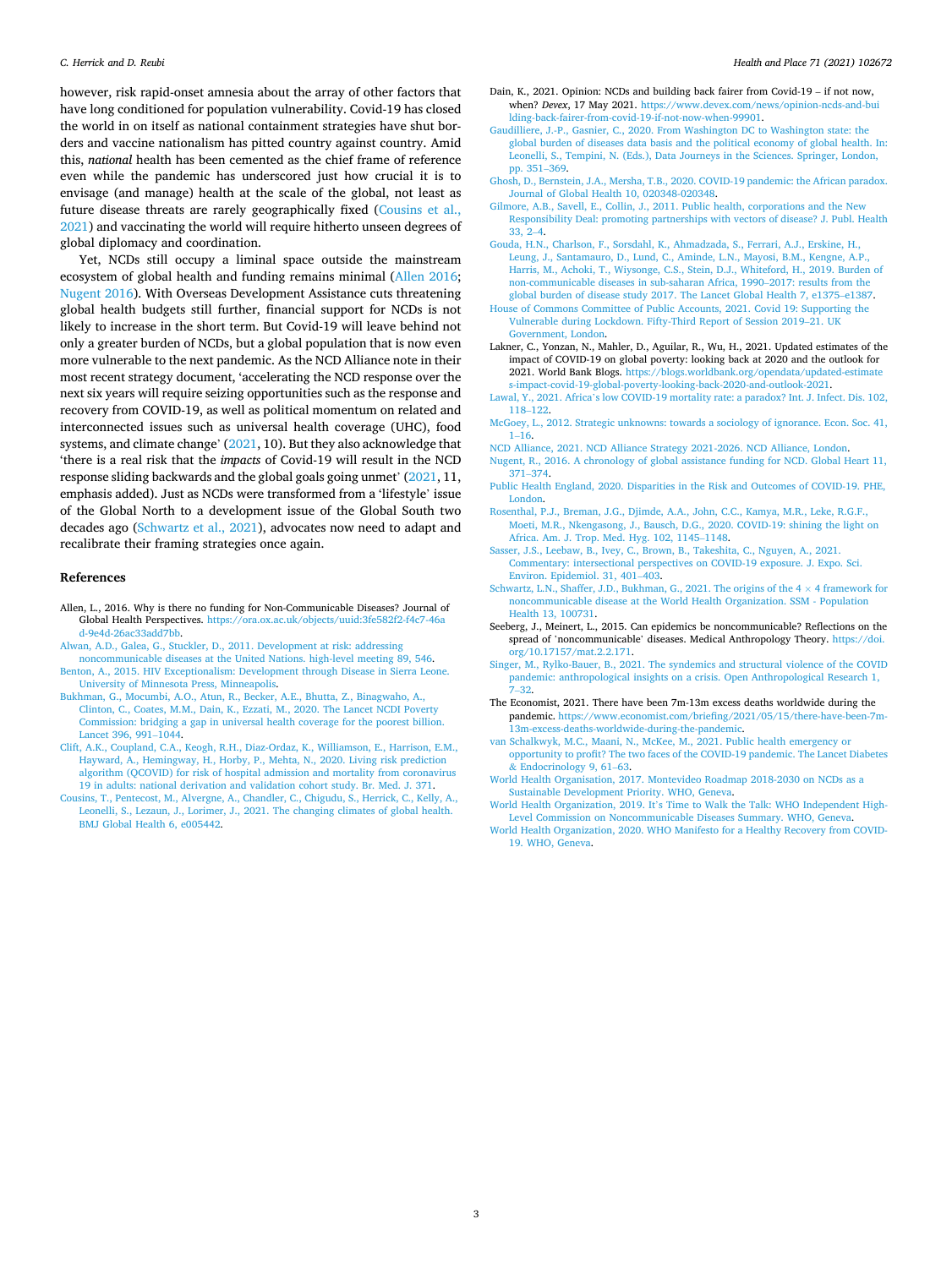however, risk rapid-onset amnesia about the array of other factors that have long conditioned for population vulnerability. Covid-19 has closed the world in on itself as national containment strategies have shut borders and vaccine nationalism has pitted country against country. Amid this, *national* health has been cemented as the chief frame of reference even while the pandemic has underscored just how crucial it is to envisage (and manage) health at the scale of the global, not least as future disease threats are rarely geographically fixed (Cousins et al., 2021) and vaccinating the world will require hitherto unseen degrees of global diplomacy and coordination.

Yet, NCDs still occupy a liminal space outside the mainstream ecosystem of global health and funding remains minimal (Allen 2016; Nugent 2016). With Overseas Development Assistance cuts threatening global health budgets still further, financial support for NCDs is not likely to increase in the short term. But Covid-19 will leave behind not only a greater burden of NCDs, but a global population that is now even more vulnerable to the next pandemic. As the NCD Alliance note in their most recent strategy document, 'accelerating the NCD response over the next six years will require seizing opportunities such as the response and recovery from COVID-19, as well as political momentum on related and interconnected issues such as universal health coverage (UHC), food systems, and climate change' (2021, 10). But they also acknowledge that 'there is a real risk that the *impacts* of Covid-19 will result in the NCD response sliding backwards and the global goals going unmet' (2021, 11, emphasis added). Just as NCDs were transformed from a 'lifestyle' issue of the Global North to a development issue of the Global South two decades ago (Schwartz et al., 2021), advocates now need to adapt and recalibrate their framing strategies once again.

## References

Allen, L., 2016. Why is there no funding for Non-Communicable Diseases? Journal of Global Health Perspectives. https://ora.ox.ac.uk/objects/uuid:3fe582f2-f4c7-46ad-9e4d-26ac33add7bb.

Alwan, A.D., Galea, G., Stuckler, D., 2011. Development at risk: addressing noncommunicable diseases at the United Nations. high-level meeting 89, 546.

Benton, A., 2015. HIV Exceptionalism: Development through Disease in Sierra Leone. University of Minnesota Press, Minneapolis.

Bukhman, G., Mocumbi, A.O., Atun, R., Becker, A.E., Bhutta, Z., Binagwaho, A., Clinton, C., Coates, M.M., Dain, K., Ezzati, M., 2020. The Lancet NCDI Poverty Commission: bridging a gap in universal health coverage for the poorest billion. Lancet 396, 991–1044.

Clift, A.K., Coupland, C.A., Keogh, R.H., Diaz-Ordaz, K., Williamson, E., Harrison, E.M., Hayward, A., Hemingway, H., Horby, P., Mehta, N., 2020. Living risk prediction algorithm (QCOVID) for risk of hospital admission and mortality from coronavirus 19 in adults: national derivation and validation cohort study. Br. Med. J. 371.

Cousins, T., Pentecost, M., Alvergne, A., Chandler, C., Chigudu, S., Herrick, C., Kelly, A., Leonelli, S., Lezaun, J., Lorimer, J., 2021. The changing climates of global health. BMJ Global Health 6, e005442.

Dain, K., 2021. Opinion: NCDs and building back fairer from Covid-19 – if not now, when? *Devex*, 17 May 2021. https://www.devex.com/news/opinion-ncds-and-building-back-fairer-from-covid-19-if-not-now-when-99901.

Gaudilliere, J.-P., Gasnier, C., 2020. From Washington DC to Washington state: the global burden of diseases data basis and the political economy of global health. In: Leonelli, S., Tempini, N. (Eds.), Data Journeys in the Sciences. Springer, London, pp. 351–369.

Ghosh, D., Bernstein, J.A., Mersha, T.B., 2020. COVID-19 pandemic: the African paradox. Journal of Global Health 10, 020348-020348.

Gilmore, A.B., Savell, E., Collin, J., 2011. Public health, corporations and the New Responsibility Deal: promoting partnerships with vectors of disease? J. Publ. Health 33, 2–4.

Gouda, H.N., Charlson, F., Sorsdahl, K., Ahmadzada, S., Ferrari, A.J., Erskine, H., Leung, J., Santamauro, D., Lund, C., Aminde, L.N., Mayosi, B.M., Kengne, A.P., Harris, M., Achoki, T., Wiysonge, C.S., Stein, D.J., Whiteford, H., 2019. Burden of non-communicable diseases in sub-saharan Africa, 1990–2017: results from the global burden of disease study 2017. The Lancet Global Health 7, e1375–e1387.

House of Commons Committee of Public Accounts, 2021. Covid 19: Supporting the Vulnerable during Lockdown. Fifty-Third Report of Session 2019–21. UK Government, London.

Lakner, C., Yonzan, N., Mahler, D., Aguilar, R., Wu, H., 2021. Updated estimates of the impact of COVID-19 on global poverty: looking back at 2020 and the outlook for 2021. World Bank Blogs. https://blogs.worldbank.org/opendata/updated-estimates-impact-covid-19-global-poverty-looking-back-2020-and-outlook-2021.

Lawal, Y., 2021. Africa's low COVID-19 mortality rate: a paradox? Int. J. Infect. Dis. 102, 118–122.

McGoey, L., 2012. Strategic unknowns: towards a sociology of ignorance. Econ. Soc. 41, 1–16.

NCD Alliance, 2021. NCD Alliance Strategy 2021-2026. NCD Alliance, London.

Nugent, R., 2016. A chronology of global assistance funding for NCD. Global Heart 11, 371–374.

Public Health England, 2020. Disparities in the Risk and Outcomes of COVID-19. PHE, London.

Rosenthal, P.J., Breman, J.G., Djimde, A.A., John, C.C., Kamya, M.R., Leke, R.G.F., Moeti, M.R., Nkengasong, J., Bausch, D.G., 2020. COVID-19: shining the light on Africa. Am. J. Trop. Med. Hyg. 102, 1145–1148.

Sasser, J.S., Leebaw, B., Ivey, C., Brown, B., Takeshita, C., Nguyen, A., 2021. Commentary: intersectional perspectives on COVID-19 exposure. J. Expo. Sci. Environ. Epidemiol. 31, 401–403.

Schwartz, L.N., Shaffer, J.D., Bukhman, G., 2021. The origins of the 4 × 4 framework for noncommunicable disease at the World Health Organization. SSM - Population Health 13, 100731.

Seeberg, J., Meinert, L., 2015. Can epidemics be noncommunicable? Reflections on the spread of 'noncommunicable' diseases. Medical Anthropology Theory. https://doi.org/10.17157/mat.2.2.171.

Singer, M., Rylko-Bauer, B., 2021. The syndemics and structural violence of the COVID pandemic: anthropological insights on a crisis. Open Anthropological Research 1, 7–32.

The Economist, 2021. There have been 7m-13m excess deaths worldwide during the pandemic. https://www.economist.com/briefing/2021/05/15/there-have-been-7m-13m-excess-deaths-worldwide-during-the-pandemic.

van Schalkwyk, M.C., Maani, N., McKee, M., 2021. Public health emergency or opportunity to profit? The two faces of the COVID-19 pandemic. The Lancet Diabetes & Endocrinology 9, 61–63.

World Health Organisation, 2017. Montevideo Roadmap 2018-2030 on NCDs as a Sustainable Development Priority. WHO, Geneva.

World Health Organization, 2019. It's Time to Walk the Talk: WHO Independent High-Level Commission on Noncommunicable Diseases Summary. WHO, Geneva.

World Health Organization, 2020. WHO Manifesto for a Healthy Recovery from COVID-19. WHO, Geneva.